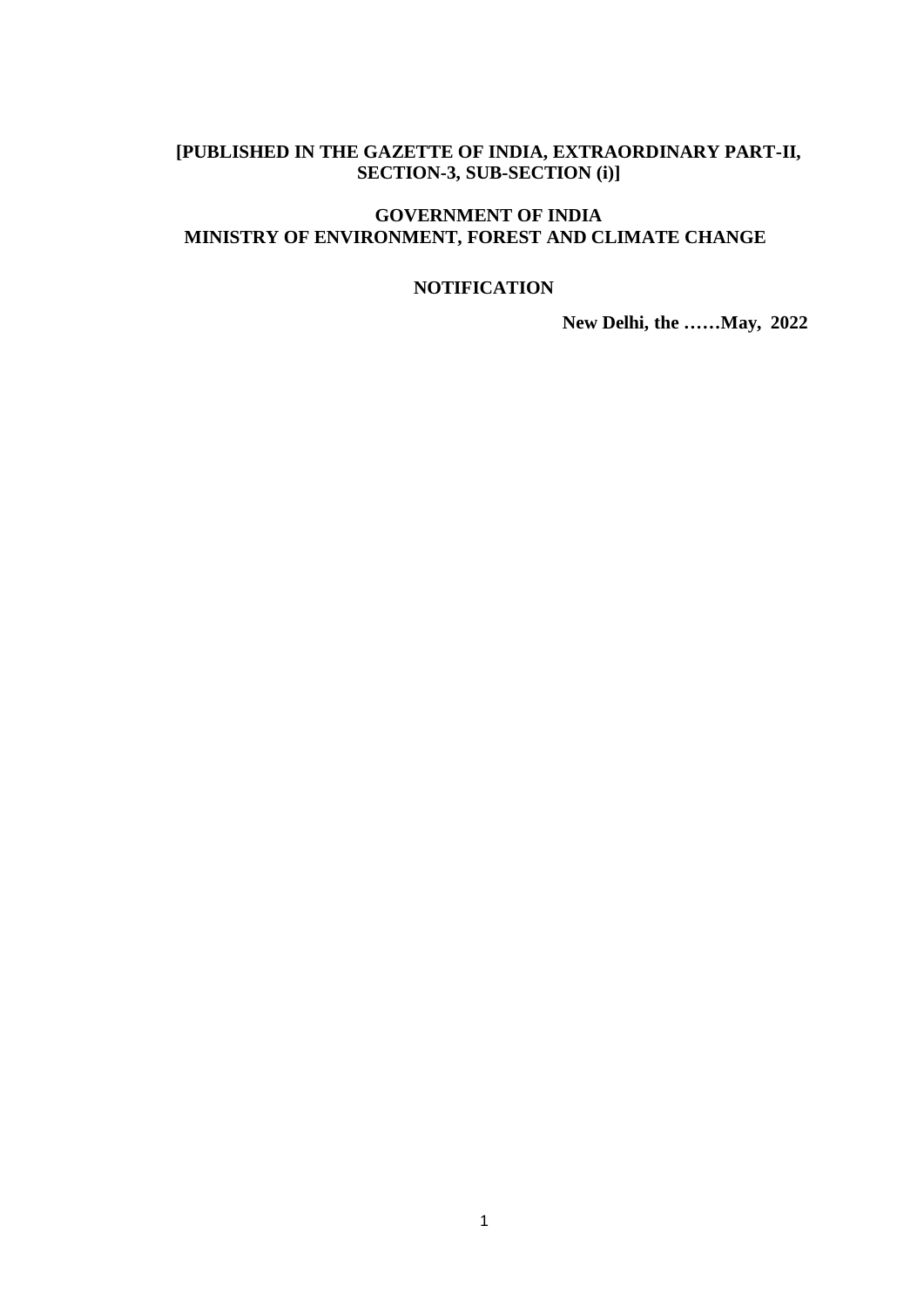**[PUBLISHED IN THE GAZETTE OF INDIA, EXTRAORDINARY PART-II, SECTION-3, SUB-SECTION (i)]**

**GOVERNMENT OF INDIA**
**MINISTRY OF ENVIRONMENT, FOREST AND CLIMATE CHANGE**

**NOTIFICATION**

**New Delhi, the ……May, 2022**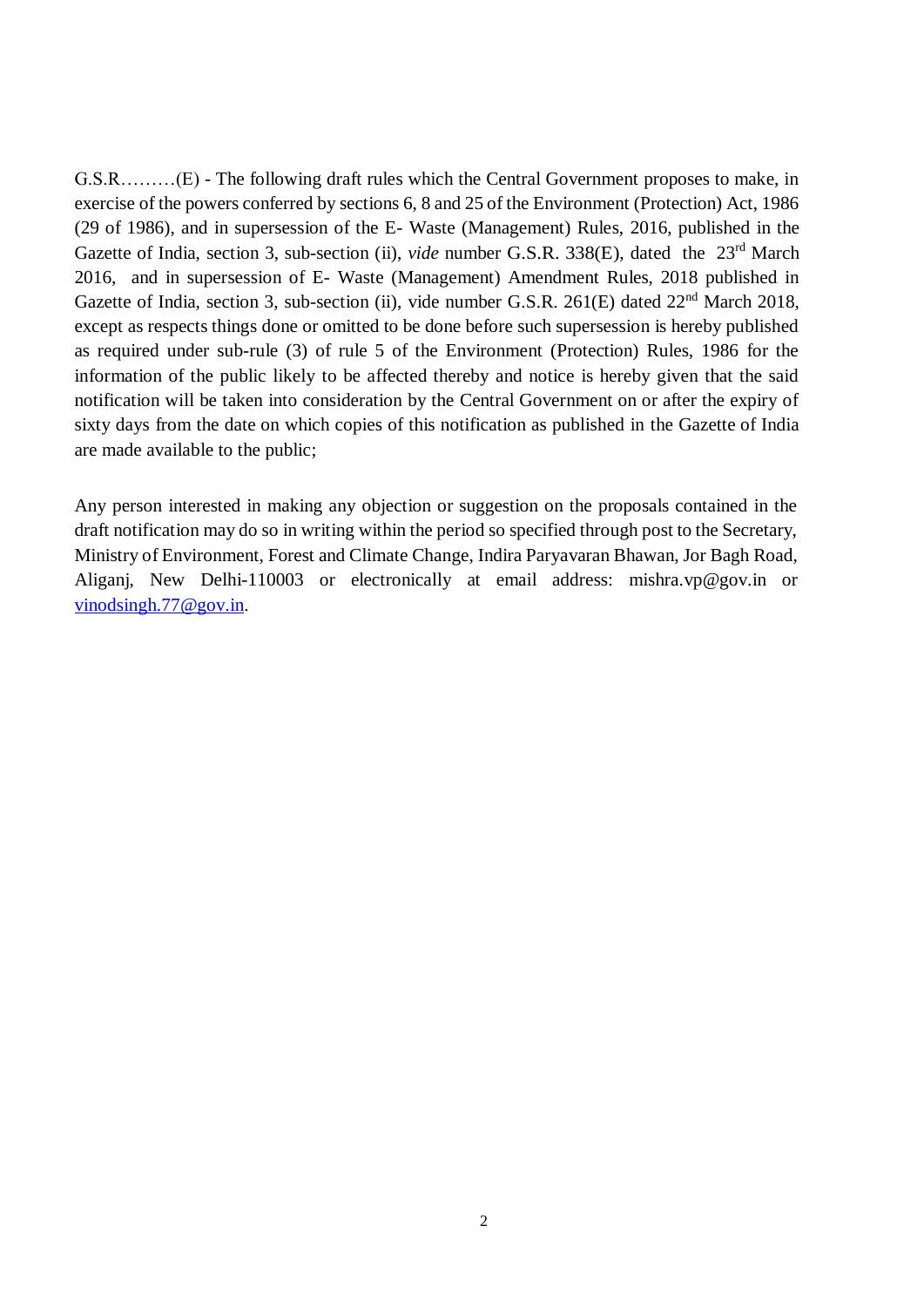G.S.R………(E) - The following draft rules which the Central Government proposes to make, in exercise of the powers conferred by sections 6, 8 and 25 of the Environment (Protection) Act, 1986 (29 of 1986), and in supersession of the E- Waste (Management) Rules, 2016, published in the Gazette of India, section 3, sub-section (ii), *vide* number G.S.R. 338(E), dated the 23rd March 2016, and in supersession of E- Waste (Management) Amendment Rules, 2018 published in Gazette of India, section 3, sub-section (ii), vide number G.S.R. 261(E) dated 22nd March 2018, except as respects things done or omitted to be done before such supersession is hereby published as required under sub-rule (3) of rule 5 of the Environment (Protection) Rules, 1986 for the information of the public likely to be affected thereby and notice is hereby given that the said notification will be taken into consideration by the Central Government on or after the expiry of sixty days from the date on which copies of this notification as published in the Gazette of India are made available to the public;

Any person interested in making any objection or suggestion on the proposals contained in the draft notification may do so in writing within the period so specified through post to the Secretary, Ministry of Environment, Forest and Climate Change, Indira Paryavaran Bhawan, Jor Bagh Road, Aliganj, New Delhi-110003 or electronically at email address: mishra.vp@gov.in or vinodsingh.77@gov.in.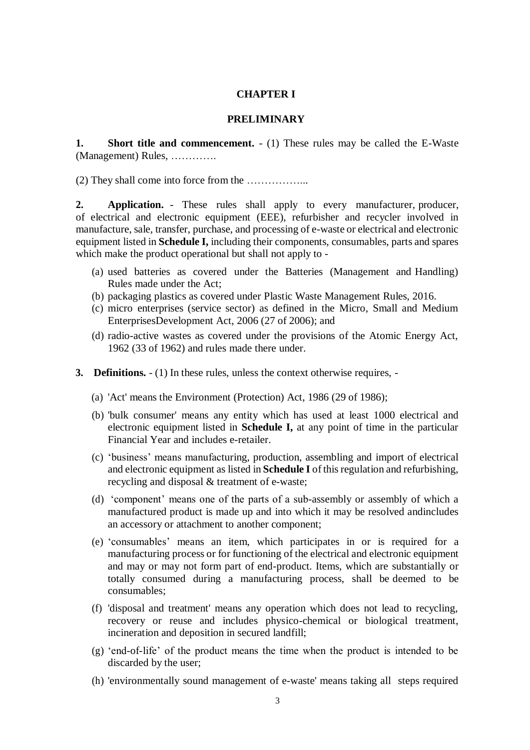## CHAPTER I

## PRELIMINARY

**1. Short title and commencement.** - (1) These rules may be called the E-Waste (Management) Rules, ………….

(2) They shall come into force from the ……………...

**2. Application.** - These rules shall apply to every manufacturer, producer, of electrical and electronic equipment (EEE), refurbisher and recycler involved in manufacture, sale, transfer, purchase, and processing of e-waste or electrical and electronic equipment listed in **Schedule I,** including their components, consumables, parts and spares which make the product operational but shall not apply to -

(a) used batteries as covered under the Batteries (Management and Handling) Rules made under the Act;

(b) packaging plastics as covered under Plastic Waste Management Rules, 2016.

(c) micro enterprises (service sector) as defined in the Micro, Small and Medium EnterprisesDevelopment Act, 2006 (27 of 2006); and

(d) radio-active wastes as covered under the provisions of the Atomic Energy Act, 1962 (33 of 1962) and rules made there under.

**3. Definitions.** - (1) In these rules, unless the context otherwise requires, -

(a) 'Act' means the Environment (Protection) Act, 1986 (29 of 1986);

(b) 'bulk consumer' means any entity which has used at least 1000 electrical and electronic equipment listed in **Schedule I,** at any point of time in the particular Financial Year and includes e-retailer.

(c) 'business' means manufacturing, production, assembling and import of electrical and electronic equipment as listed in **Schedule I** of this regulation and refurbishing, recycling and disposal & treatment of e-waste;

(d) 'component' means one of the parts of a sub-assembly or assembly of which a manufactured product is made up and into which it may be resolved andincludes an accessory or attachment to another component;

(e) 'consumables' means an item, which participates in or is required for a manufacturing process or for functioning of the electrical and electronic equipment and may or may not form part of end-product. Items, which are substantially or totally consumed during a manufacturing process, shall be deemed to be consumables;

(f) 'disposal and treatment' means any operation which does not lead to recycling, recovery or reuse and includes physico-chemical or biological treatment, incineration and deposition in secured landfill;

(g) 'end-of-life' of the product means the time when the product is intended to be discarded by the user;

(h) 'environmentally sound management of e-waste' means taking all steps required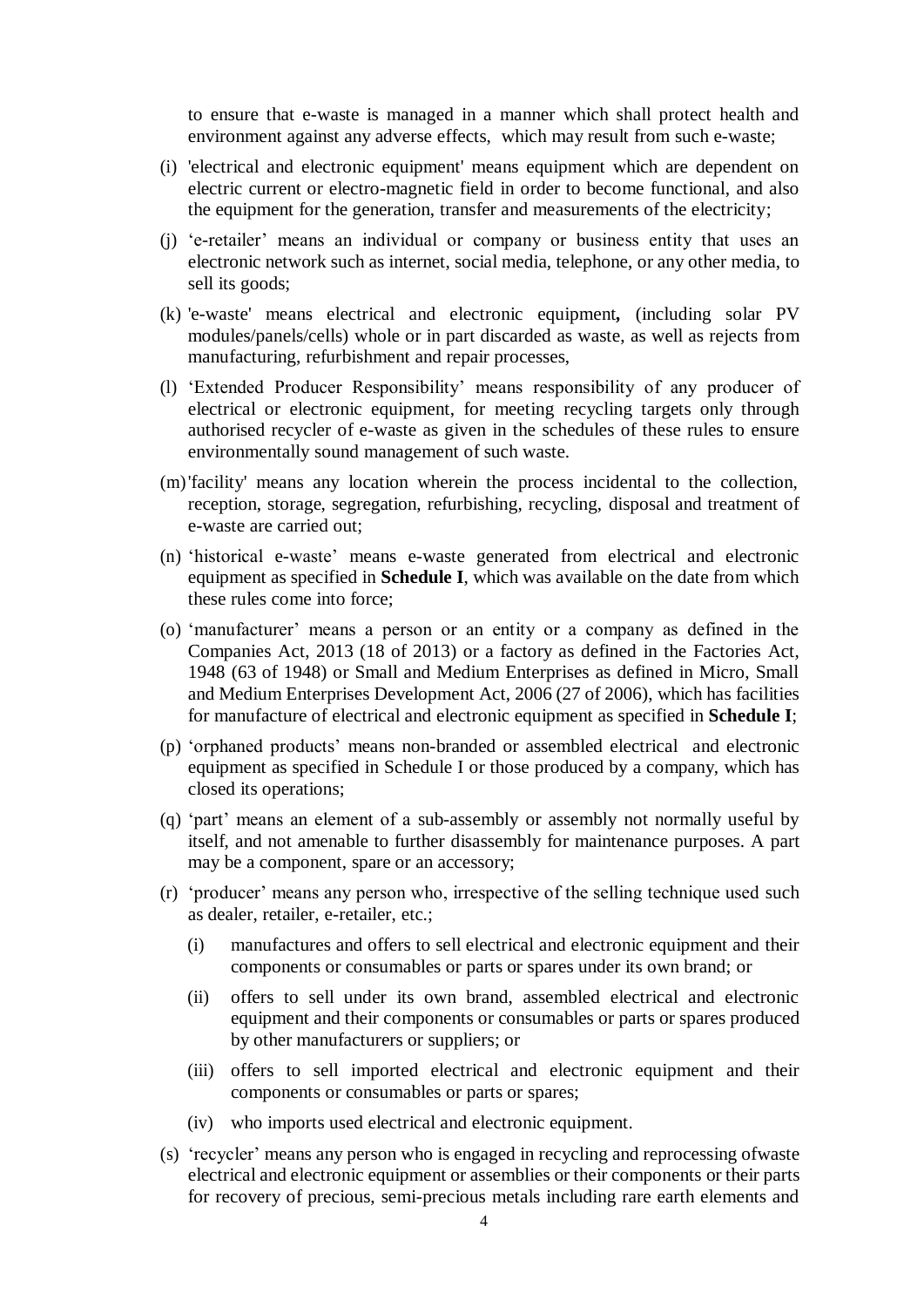to ensure that e-waste is managed in a manner which shall protect health and environment against any adverse effects, which may result from such e-waste;

(i) 'electrical and electronic equipment' means equipment which are dependent on electric current or electro-magnetic field in order to become functional, and also the equipment for the generation, transfer and measurements of the electricity;

(j) 'e-retailer' means an individual or company or business entity that uses an electronic network such as internet, social media, telephone, or any other media, to sell its goods;

(k) 'e-waste' means electrical and electronic equipment**,** (including solar PV modules/panels/cells) whole or in part discarded as waste, as well as rejects from manufacturing, refurbishment and repair processes,

(l) 'Extended Producer Responsibility' means responsibility of any producer of electrical or electronic equipment, for meeting recycling targets only through authorised recycler of e-waste as given in the schedules of these rules to ensure environmentally sound management of such waste.

(m) 'facility' means any location wherein the process incidental to the collection, reception, storage, segregation, refurbishing, recycling, disposal and treatment of e-waste are carried out;

(n) 'historical e-waste' means e-waste generated from electrical and electronic equipment as specified in **Schedule I**, which was available on the date from which these rules come into force;

(o) 'manufacturer' means a person or an entity or a company as defined in the Companies Act, 2013 (18 of 2013) or a factory as defined in the Factories Act, 1948 (63 of 1948) or Small and Medium Enterprises as defined in Micro, Small and Medium Enterprises Development Act, 2006 (27 of 2006), which has facilities for manufacture of electrical and electronic equipment as specified in **Schedule I**;

(p) 'orphaned products' means non-branded or assembled electrical and electronic equipment as specified in Schedule I or those produced by a company, which has closed its operations;

(q) 'part' means an element of a sub-assembly or assembly not normally useful by itself, and not amenable to further disassembly for maintenance purposes. A part may be a component, spare or an accessory;

(r) 'producer' means any person who, irrespective of the selling technique used such as dealer, retailer, e-retailer, etc.;

  (i) manufactures and offers to sell electrical and electronic equipment and their components or consumables or parts or spares under its own brand; or

  (ii) offers to sell under its own brand, assembled electrical and electronic equipment and their components or consumables or parts or spares produced by other manufacturers or suppliers; or

  (iii) offers to sell imported electrical and electronic equipment and their components or consumables or parts or spares;

  (iv) who imports used electrical and electronic equipment.

(s) 'recycler' means any person who is engaged in recycling and reprocessing ofwaste electrical and electronic equipment or assemblies or their components or their parts for recovery of precious, semi-precious metals including rare earth elements and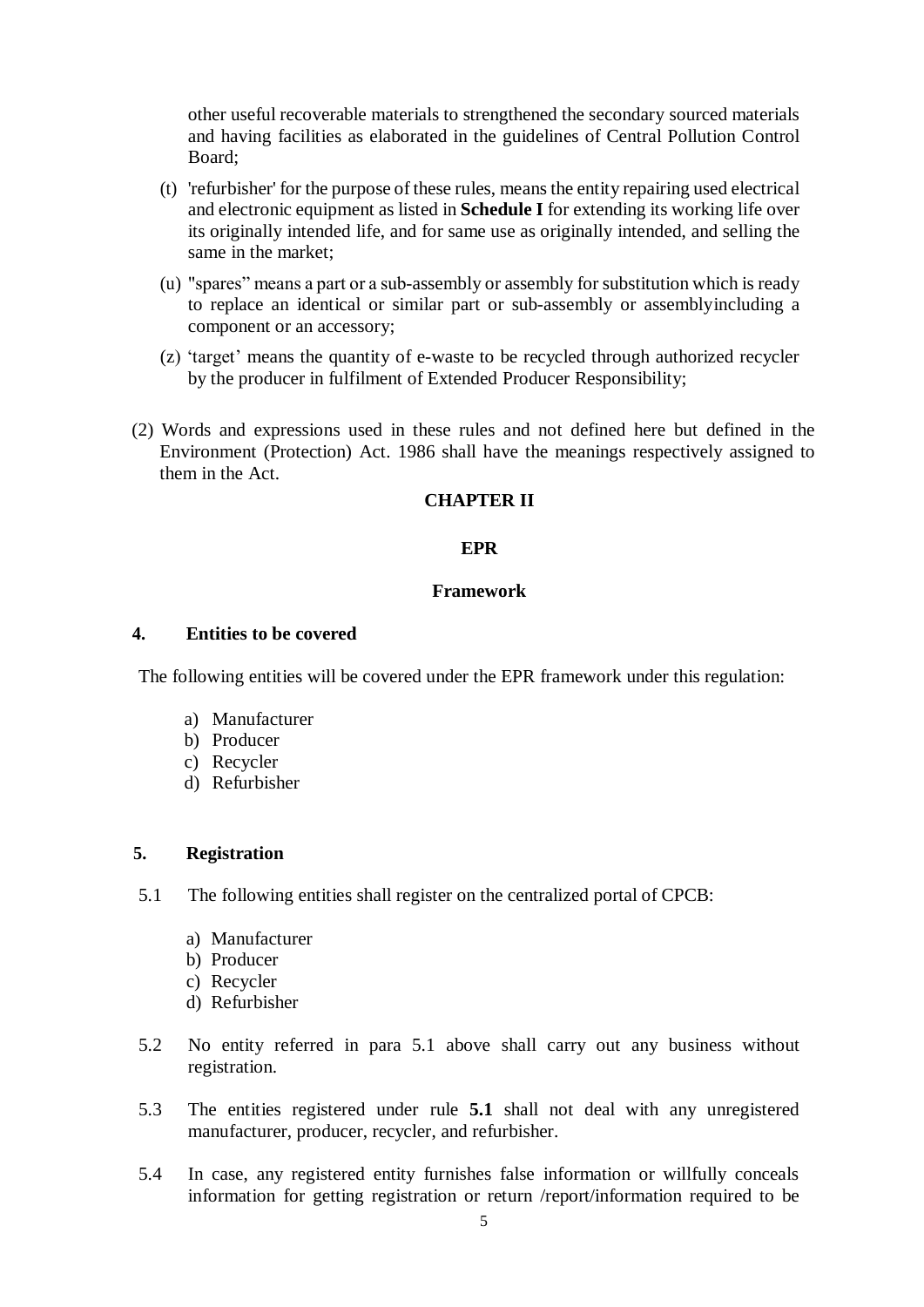other useful recoverable materials to strengthened the secondary sourced materials and having facilities as elaborated in the guidelines of Central Pollution Control Board;

(t) 'refurbisher' for the purpose of these rules, means the entity repairing used electrical and electronic equipment as listed in **Schedule I** for extending its working life over its originally intended life, and for same use as originally intended, and selling the same in the market;

(u) "spares" means a part or a sub-assembly or assembly for substitution which is ready to replace an identical or similar part or sub-assembly or assemblyincluding a component or an accessory;

(z) 'target' means the quantity of e-waste to be recycled through authorized recycler by the producer in fulfilment of Extended Producer Responsibility;

(2) Words and expressions used in these rules and not defined here but defined in the Environment (Protection) Act. 1986 shall have the meanings respectively assigned to them in the Act.

## CHAPTER II

## EPR

## Framework

### 4. Entities to be covered

The following entities will be covered under the EPR framework under this regulation:

a) Manufacturer
b) Producer
c) Recycler
d) Refurbisher

### 5. Registration

5.1 The following entities shall register on the centralized portal of CPCB:

a) Manufacturer
b) Producer
c) Recycler
d) Refurbisher

5.2 No entity referred in para 5.1 above shall carry out any business without registration.

5.3 The entities registered under rule **5.1** shall not deal with any unregistered manufacturer, producer, recycler, and refurbisher.

5.4 In case, any registered entity furnishes false information or willfully conceals information for getting registration or return /report/information required to be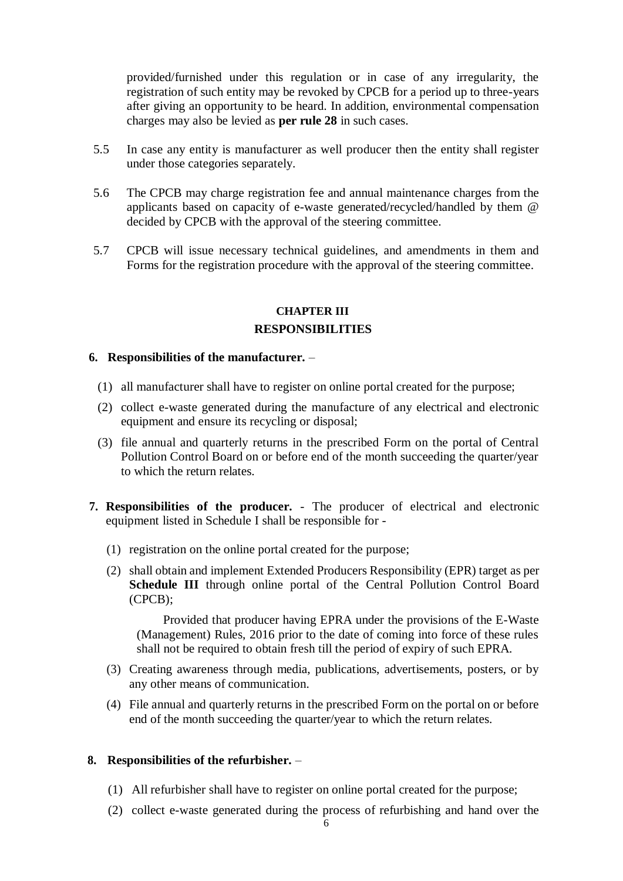provided/furnished under this regulation or in case of any irregularity, the registration of such entity may be revoked by CPCB for a period up to three-years after giving an opportunity to be heard. In addition, environmental compensation charges may also be levied as **per rule 28** in such cases.

5.5 In case any entity is manufacturer as well producer then the entity shall register under those categories separately.

5.6 The CPCB may charge registration fee and annual maintenance charges from the applicants based on capacity of e-waste generated/recycled/handled by them @ decided by CPCB with the approval of the steering committee.

5.7 CPCB will issue necessary technical guidelines, and amendments in them and Forms for the registration procedure with the approval of the steering committee.

## CHAPTER III

## RESPONSIBILITIES

**6. Responsibilities of the manufacturer.** –

(1) all manufacturer shall have to register on online portal created for the purpose;

(2) collect e-waste generated during the manufacture of any electrical and electronic equipment and ensure its recycling or disposal;

(3) file annual and quarterly returns in the prescribed Form on the portal of Central Pollution Control Board on or before end of the month succeeding the quarter/year to which the return relates.

**7. Responsibilities of the producer.** - The producer of electrical and electronic equipment listed in Schedule I shall be responsible for -

(1) registration on the online portal created for the purpose;

(2) shall obtain and implement Extended Producers Responsibility (EPR) target as per **Schedule III** through online portal of the Central Pollution Control Board (CPCB);

Provided that producer having EPRA under the provisions of the E-Waste (Management) Rules, 2016 prior to the date of coming into force of these rules shall not be required to obtain fresh till the period of expiry of such EPRA.

(3) Creating awareness through media, publications, advertisements, posters, or by any other means of communication.

(4) File annual and quarterly returns in the prescribed Form on the portal on or before end of the month succeeding the quarter/year to which the return relates.

**8. Responsibilities of the refurbisher.** –

(1) All refurbisher shall have to register on online portal created for the purpose;

(2) collect e-waste generated during the process of refurbishing and hand over the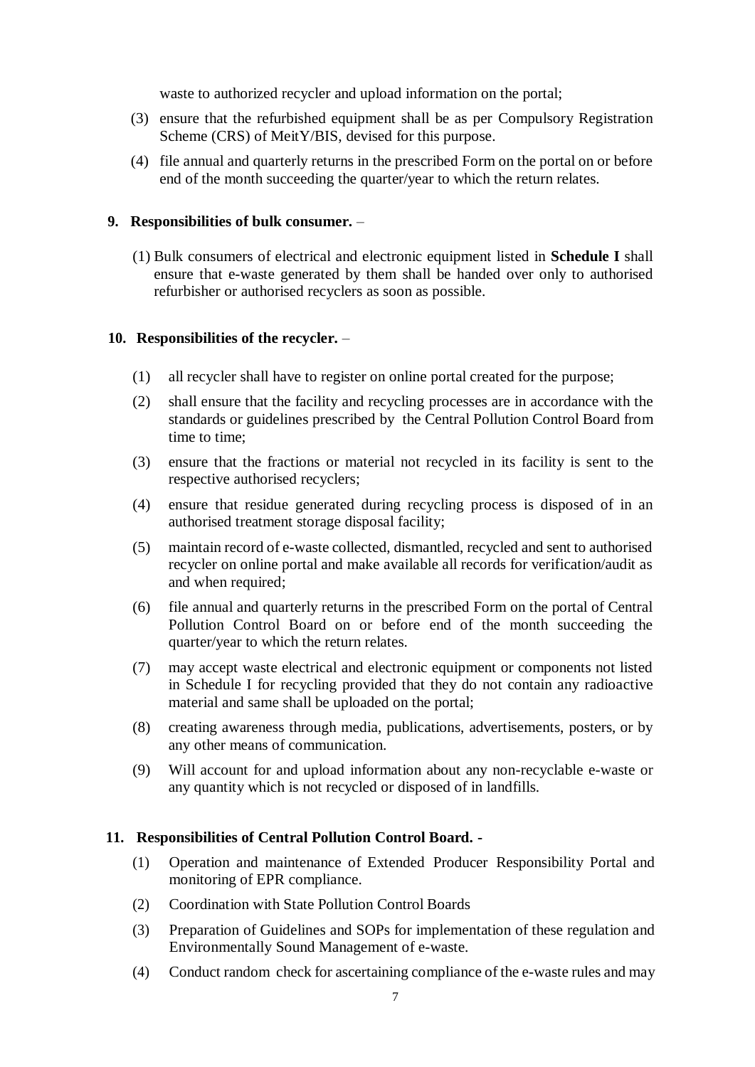waste to authorized recycler and upload information on the portal;

(3) ensure that the refurbished equipment shall be as per Compulsory Registration Scheme (CRS) of MeitY/BIS, devised for this purpose.

(4) file annual and quarterly returns in the prescribed Form on the portal on or before end of the month succeeding the quarter/year to which the return relates.

**9. Responsibilities of bulk consumer.** –

(1) Bulk consumers of electrical and electronic equipment listed in **Schedule I** shall ensure that e-waste generated by them shall be handed over only to authorised refurbisher or authorised recyclers as soon as possible.

**10. Responsibilities of the recycler.** –

(1) all recycler shall have to register on online portal created for the purpose;

(2) shall ensure that the facility and recycling processes are in accordance with the standards or guidelines prescribed by the Central Pollution Control Board from time to time;

(3) ensure that the fractions or material not recycled in its facility is sent to the respective authorised recyclers;

(4) ensure that residue generated during recycling process is disposed of in an authorised treatment storage disposal facility;

(5) maintain record of e-waste collected, dismantled, recycled and sent to authorised recycler on online portal and make available all records for verification/audit as and when required;

(6) file annual and quarterly returns in the prescribed Form on the portal of Central Pollution Control Board on or before end of the month succeeding the quarter/year to which the return relates.

(7) may accept waste electrical and electronic equipment or components not listed in Schedule I for recycling provided that they do not contain any radioactive material and same shall be uploaded on the portal;

(8) creating awareness through media, publications, advertisements, posters, or by any other means of communication.

(9) Will account for and upload information about any non-recyclable e-waste or any quantity which is not recycled or disposed of in landfills.

**11. Responsibilities of Central Pollution Control Board. -**

(1) Operation and maintenance of Extended Producer Responsibility Portal and monitoring of EPR compliance.

(2) Coordination with State Pollution Control Boards

(3) Preparation of Guidelines and SOPs for implementation of these regulation and Environmentally Sound Management of e-waste.

(4) Conduct random check for ascertaining compliance of the e-waste rules and may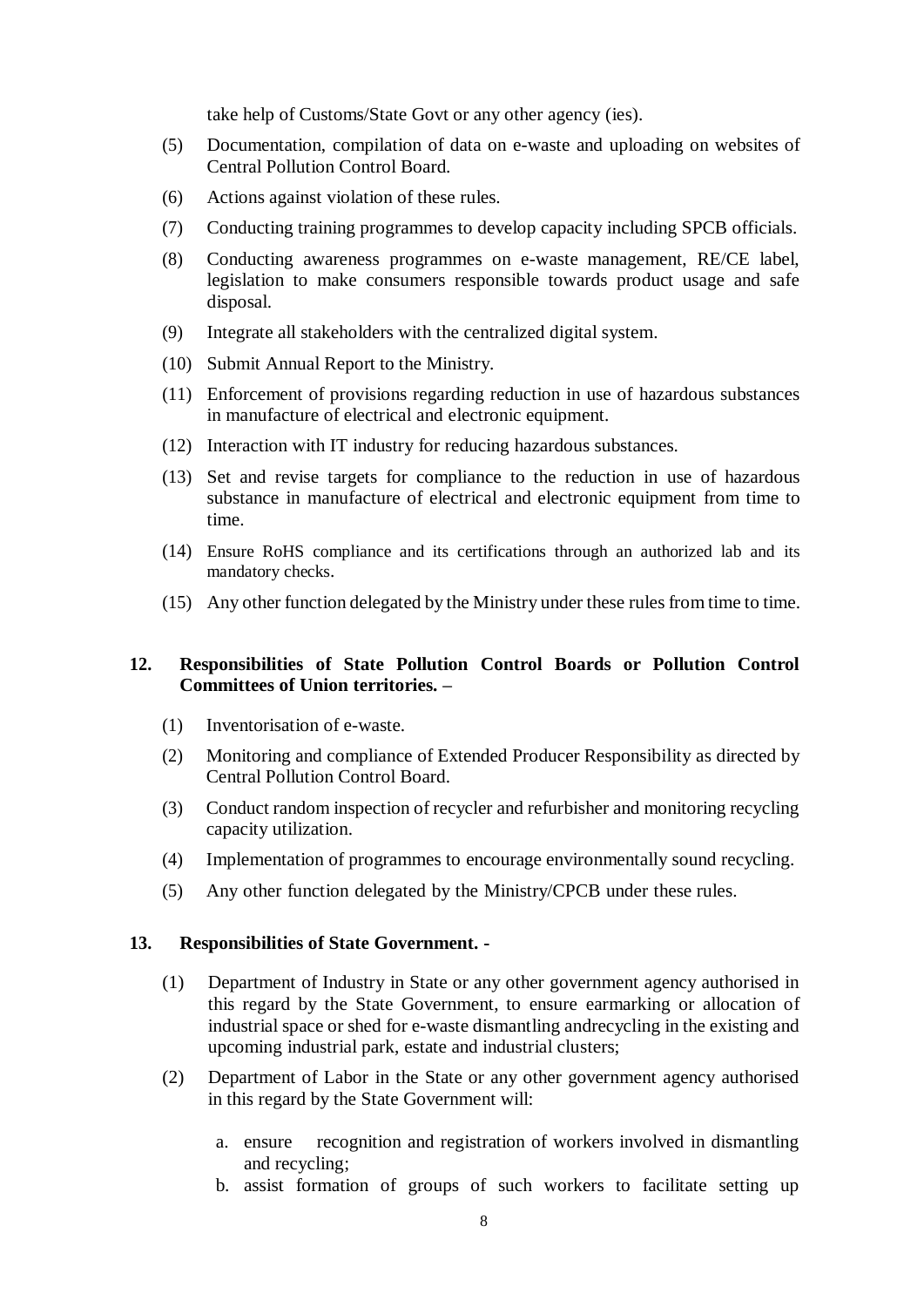take help of Customs/State Govt or any other agency (ies).

(5) Documentation, compilation of data on e-waste and uploading on websites of Central Pollution Control Board.

(6) Actions against violation of these rules.

(7) Conducting training programmes to develop capacity including SPCB officials.

(8) Conducting awareness programmes on e-waste management, RE/CE label, legislation to make consumers responsible towards product usage and safe disposal.

(9) Integrate all stakeholders with the centralized digital system.

(10) Submit Annual Report to the Ministry.

(11) Enforcement of provisions regarding reduction in use of hazardous substances in manufacture of electrical and electronic equipment.

(12) Interaction with IT industry for reducing hazardous substances.

(13) Set and revise targets for compliance to the reduction in use of hazardous substance in manufacture of electrical and electronic equipment from time to time.

(14) Ensure RoHS compliance and its certifications through an authorized lab and its mandatory checks.

(15) Any other function delegated by the Ministry under these rules from time to time.

**12. Responsibilities of State Pollution Control Boards or Pollution Control Committees of Union territories. –**

(1) Inventorisation of e-waste.

(2) Monitoring and compliance of Extended Producer Responsibility as directed by Central Pollution Control Board.

(3) Conduct random inspection of recycler and refurbisher and monitoring recycling capacity utilization.

(4) Implementation of programmes to encourage environmentally sound recycling.

(5) Any other function delegated by the Ministry/CPCB under these rules.

**13. Responsibilities of State Government. -**

(1) Department of Industry in State or any other government agency authorised in this regard by the State Government, to ensure earmarking or allocation of industrial space or shed for e-waste dismantling andrecycling in the existing and upcoming industrial park, estate and industrial clusters;

(2) Department of Labor in the State or any other government agency authorised in this regard by the State Government will:

a. ensure recognition and registration of workers involved in dismantling and recycling;

b. assist formation of groups of such workers to facilitate setting up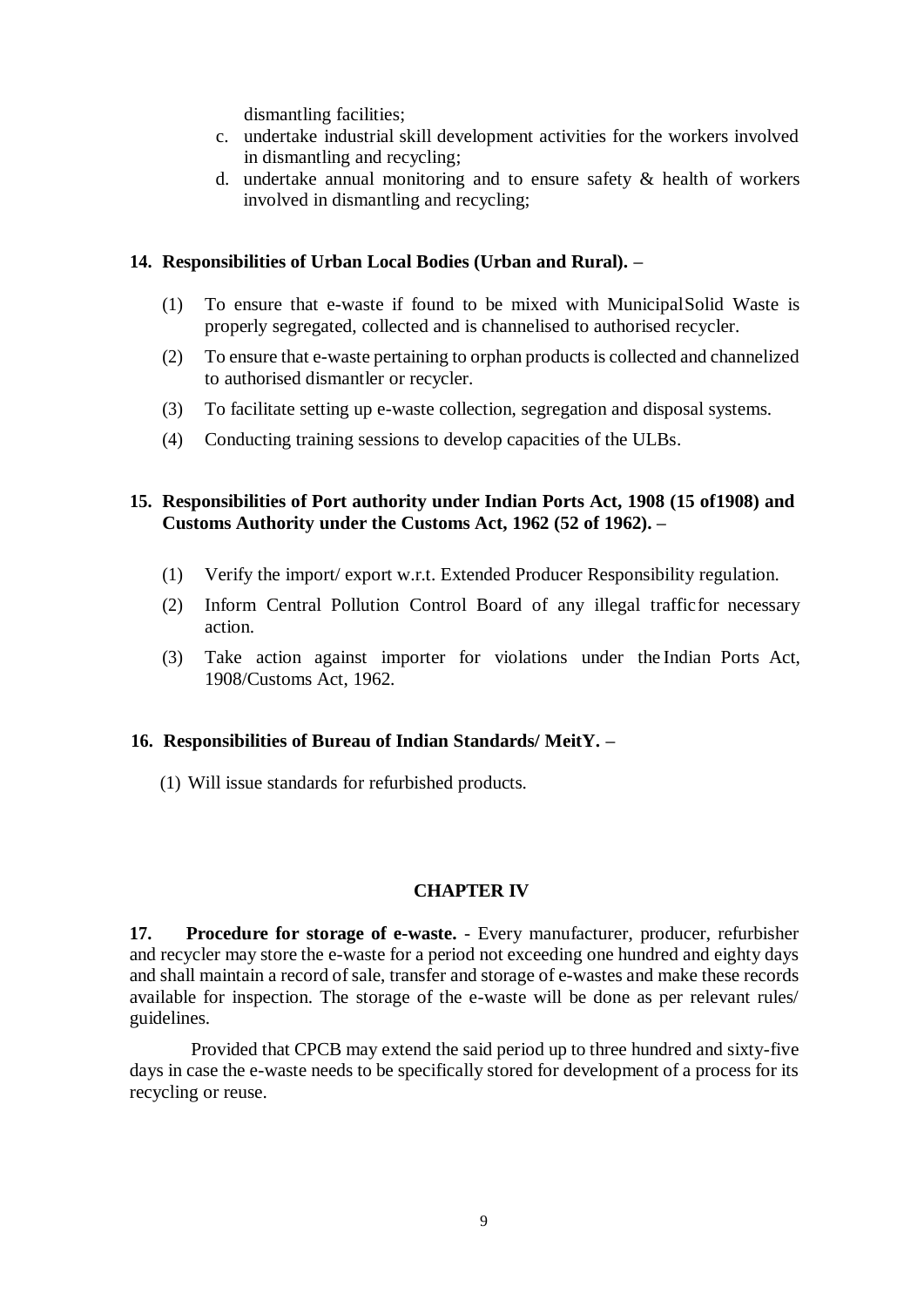dismantling facilities;

c. undertake industrial skill development activities for the workers involved in dismantling and recycling;
d. undertake annual monitoring and to ensure safety & health of workers involved in dismantling and recycling;

**14. Responsibilities of Urban Local Bodies (Urban and Rural). –**

(1) To ensure that e-waste if found to be mixed with Municipal Solid Waste is properly segregated, collected and is channelised to authorised recycler.

(2) To ensure that e-waste pertaining to orphan products is collected and channelized to authorised dismantler or recycler.

(3) To facilitate setting up e-waste collection, segregation and disposal systems.

(4) Conducting training sessions to develop capacities of the ULBs.

**15. Responsibilities of Port authority under Indian Ports Act, 1908 (15 of1908) and Customs Authority under the Customs Act, 1962 (52 of 1962). –**

(1) Verify the import/ export w.r.t. Extended Producer Responsibility regulation.

(2) Inform Central Pollution Control Board of any illegal traffic for necessary action.

(3) Take action against importer for violations under the Indian Ports Act, 1908/Customs Act, 1962.

**16. Responsibilities of Bureau of Indian Standards/ MeitY. –**

(1) Will issue standards for refurbished products.

## CHAPTER IV

**17. Procedure for storage of e-waste.** - Every manufacturer, producer, refurbisher and recycler may store the e-waste for a period not exceeding one hundred and eighty days and shall maintain a record of sale, transfer and storage of e-wastes and make these records available for inspection. The storage of the e-waste will be done as per relevant rules/ guidelines.

Provided that CPCB may extend the said period up to three hundred and sixty-five days in case the e-waste needs to be specifically stored for development of a process for its recycling or reuse.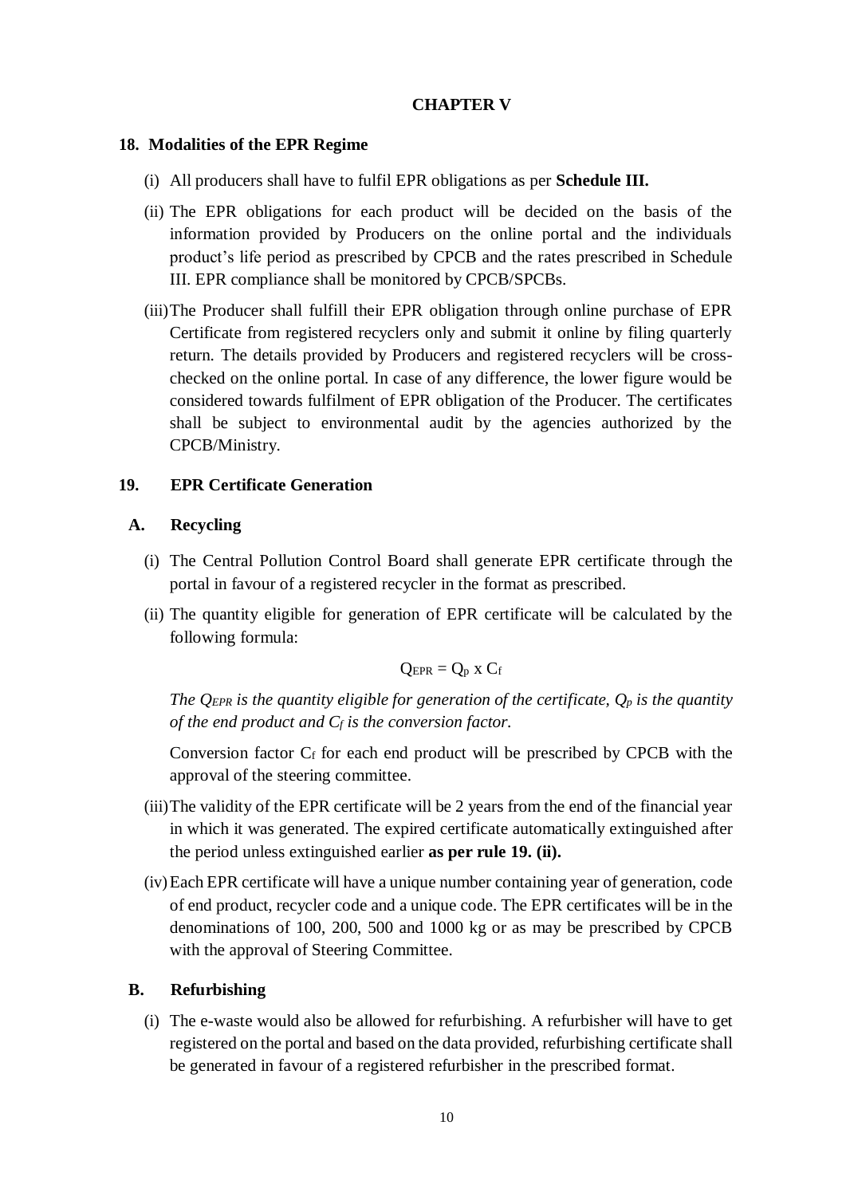## CHAPTER V

### 18. Modalities of the EPR Regime

(i) All producers shall have to fulfil EPR obligations as per **Schedule III.**

(ii) The EPR obligations for each product will be decided on the basis of the information provided by Producers on the online portal and the individuals product's life period as prescribed by CPCB and the rates prescribed in Schedule III. EPR compliance shall be monitored by CPCB/SPCBs.

(iii) The Producer shall fulfill their EPR obligation through online purchase of EPR Certificate from registered recyclers only and submit it online by filing quarterly return. The details provided by Producers and registered recyclers will be cross-checked on the online portal. In case of any difference, the lower figure would be considered towards fulfilment of EPR obligation of the Producer. The certificates shall be subject to environmental audit by the agencies authorized by the CPCB/Ministry.

### 19. EPR Certificate Generation

#### A. Recycling

(i) The Central Pollution Control Board shall generate EPR certificate through the portal in favour of a registered recycler in the format as prescribed.

(ii) The quantity eligible for generation of EPR certificate will be calculated by the following formula:

$$Q_{EPR} = Q_p \times C_f$$

*The $Q_{EPR}$ is the quantity eligible for generation of the certificate, $Q_p$ is the quantity of the end product and $C_f$ is the conversion factor.*

Conversion factor $C_f$ for each end product will be prescribed by CPCB with the approval of the steering committee.

(iii) The validity of the EPR certificate will be 2 years from the end of the financial year in which it was generated. The expired certificate automatically extinguished after the period unless extinguished earlier **as per rule 19. (ii).**

(iv) Each EPR certificate will have a unique number containing year of generation, code of end product, recycler code and a unique code. The EPR certificates will be in the denominations of 100, 200, 500 and 1000 kg or as may be prescribed by CPCB with the approval of Steering Committee.

#### B. Refurbishing

(i) The e-waste would also be allowed for refurbishing. A refurbisher will have to get registered on the portal and based on the data provided, refurbishing certificate shall be generated in favour of a registered refurbisher in the prescribed format.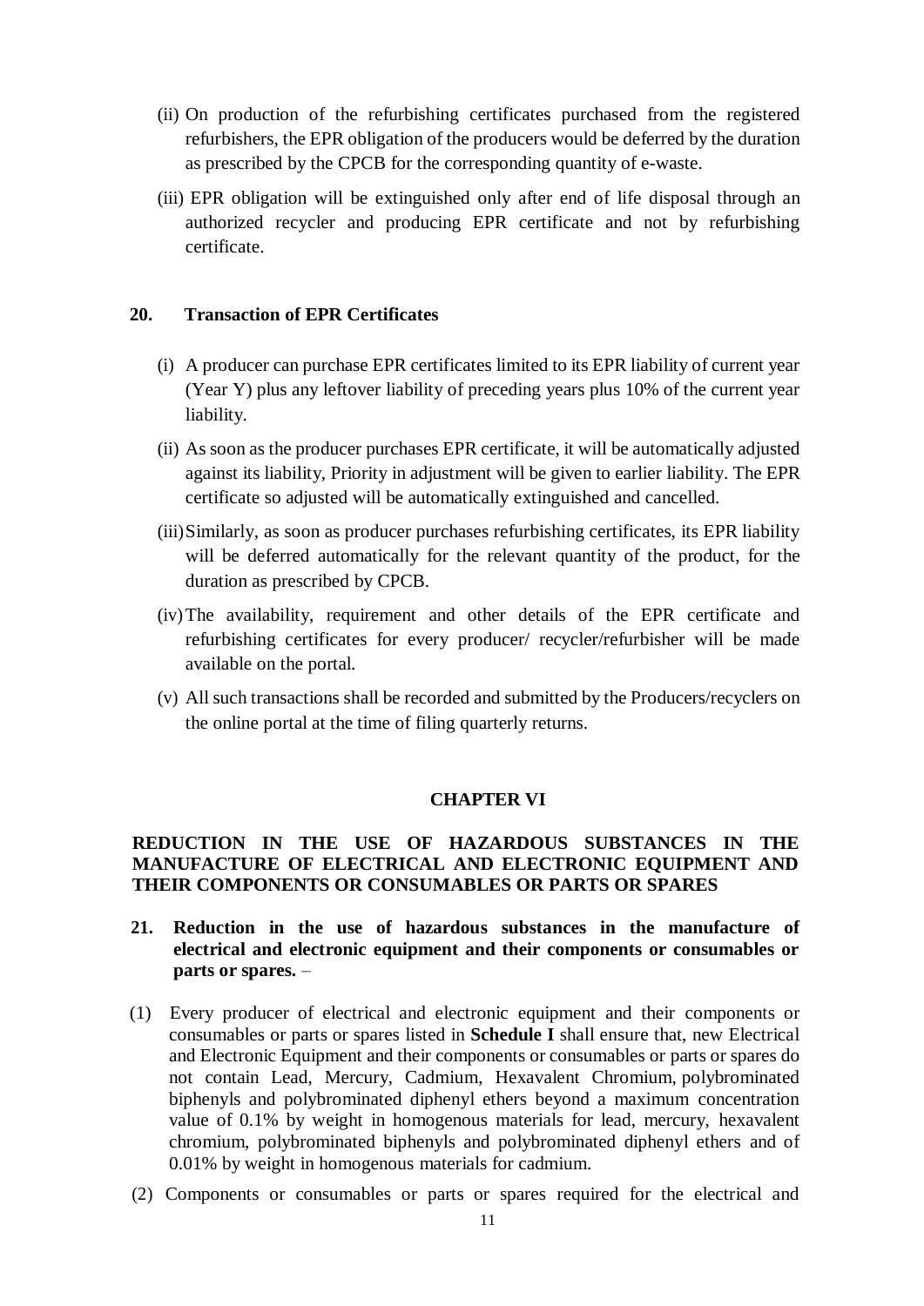(ii) On production of the refurbishing certificates purchased from the registered refurbishers, the EPR obligation of the producers would be deferred by the duration as prescribed by the CPCB for the corresponding quantity of e-waste.

(iii) EPR obligation will be extinguished only after end of life disposal through an authorized recycler and producing EPR certificate and not by refurbishing certificate.

**20. Transaction of EPR Certificates**

(i) A producer can purchase EPR certificates limited to its EPR liability of current year (Year Y) plus any leftover liability of preceding years plus 10% of the current year liability.

(ii) As soon as the producer purchases EPR certificate, it will be automatically adjusted against its liability, Priority in adjustment will be given to earlier liability. The EPR certificate so adjusted will be automatically extinguished and cancelled.

(iii) Similarly, as soon as producer purchases refurbishing certificates, its EPR liability will be deferred automatically for the relevant quantity of the product, for the duration as prescribed by CPCB.

(iv) The availability, requirement and other details of the EPR certificate and refurbishing certificates for every producer/ recycler/refurbisher will be made available on the portal.

(v) All such transactions shall be recorded and submitted by the Producers/recyclers on the online portal at the time of filing quarterly returns.

## CHAPTER VI

## REDUCTION IN THE USE OF HAZARDOUS SUBSTANCES IN THE MANUFACTURE OF ELECTRICAL AND ELECTRONIC EQUIPMENT AND THEIR COMPONENTS OR CONSUMABLES OR PARTS OR SPARES

**21. Reduction in the use of hazardous substances in the manufacture of electrical and electronic equipment and their components or consumables or parts or spares.** –

(1) Every producer of electrical and electronic equipment and their components or consumables or parts or spares listed in **Schedule I** shall ensure that, new Electrical and Electronic Equipment and their components or consumables or parts or spares do not contain Lead, Mercury, Cadmium, Hexavalent Chromium, polybrominated biphenyls and polybrominated diphenyl ethers beyond a maximum concentration value of 0.1% by weight in homogenous materials for lead, mercury, hexavalent chromium, polybrominated biphenyls and polybrominated diphenyl ethers and of 0.01% by weight in homogenous materials for cadmium.

(2) Components or consumables or parts or spares required for the electrical and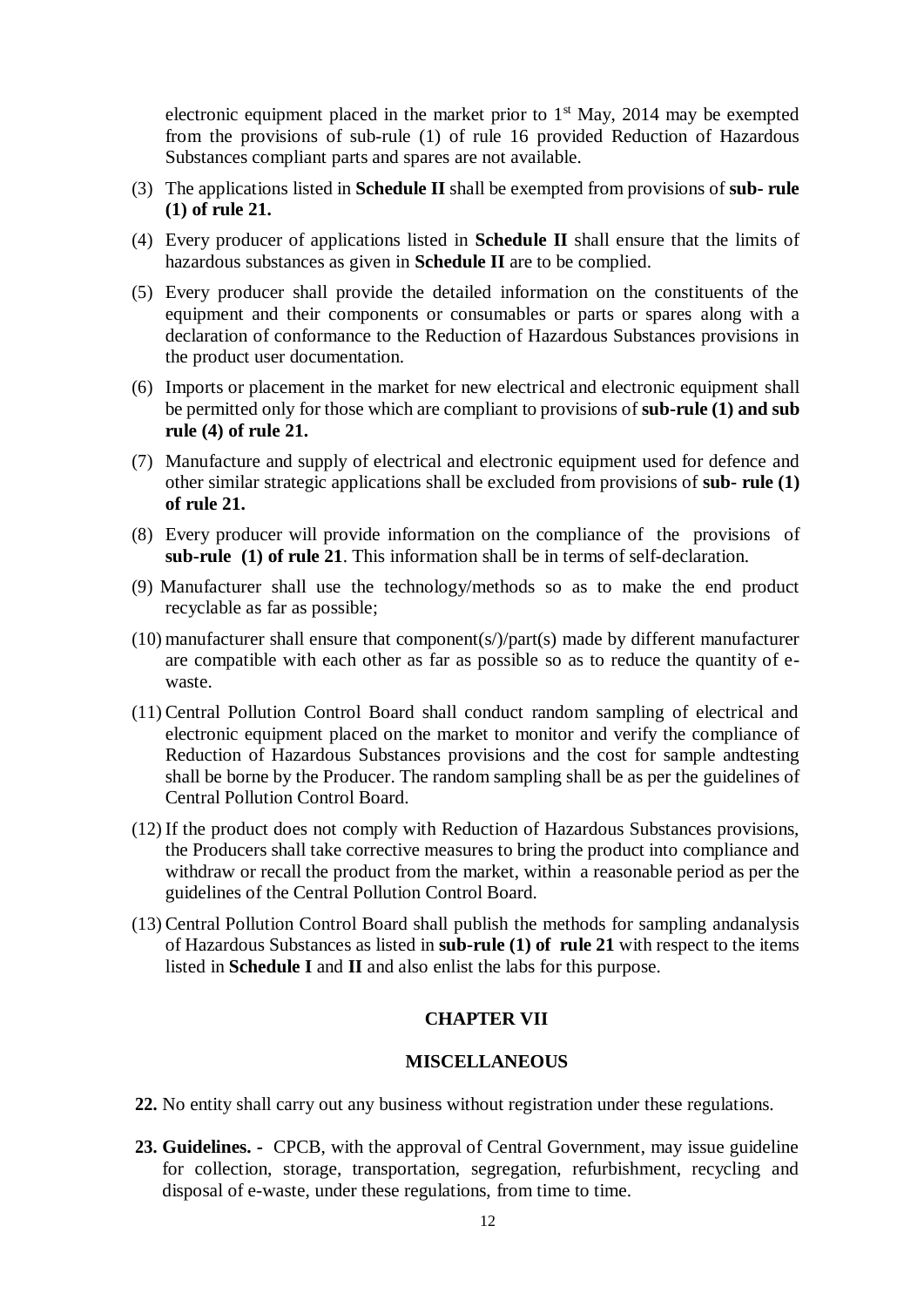electronic equipment placed in the market prior to 1st May, 2014 may be exempted from the provisions of sub-rule (1) of rule 16 provided Reduction of Hazardous Substances compliant parts and spares are not available.

(3) The applications listed in **Schedule II** shall be exempted from provisions of **sub- rule (1) of rule 21.**

(4) Every producer of applications listed in **Schedule II** shall ensure that the limits of hazardous substances as given in **Schedule II** are to be complied.

(5) Every producer shall provide the detailed information on the constituents of the equipment and their components or consumables or parts or spares along with a declaration of conformance to the Reduction of Hazardous Substances provisions in the product user documentation.

(6) Imports or placement in the market for new electrical and electronic equipment shall be permitted only for those which are compliant to provisions of **sub-rule (1) and sub rule (4) of rule 21.**

(7) Manufacture and supply of electrical and electronic equipment used for defence and other similar strategic applications shall be excluded from provisions of **sub- rule (1) of rule 21.**

(8) Every producer will provide information on the compliance of the provisions of **sub-rule (1) of rule 21**. This information shall be in terms of self-declaration.

(9) Manufacturer shall use the technology/methods so as to make the end product recyclable as far as possible;

(10) manufacturer shall ensure that component(s/)/part(s) made by different manufacturer are compatible with each other as far as possible so as to reduce the quantity of e-waste.

(11) Central Pollution Control Board shall conduct random sampling of electrical and electronic equipment placed on the market to monitor and verify the compliance of Reduction of Hazardous Substances provisions and the cost for sample andtesting shall be borne by the Producer. The random sampling shall be as per the guidelines of Central Pollution Control Board.

(12) If the product does not comply with Reduction of Hazardous Substances provisions, the Producers shall take corrective measures to bring the product into compliance and withdraw or recall the product from the market, within a reasonable period as per the guidelines of the Central Pollution Control Board.

(13) Central Pollution Control Board shall publish the methods for sampling andanalysis of Hazardous Substances as listed in **sub-rule (1) of rule 21** with respect to the items listed in **Schedule I** and **II** and also enlist the labs for this purpose.

## CHAPTER VII

## MISCELLANEOUS

**22.** No entity shall carry out any business without registration under these regulations.

**23. Guidelines. -** CPCB, with the approval of Central Government, may issue guideline for collection, storage, transportation, segregation, refurbishment, recycling and disposal of e-waste, under these regulations, from time to time.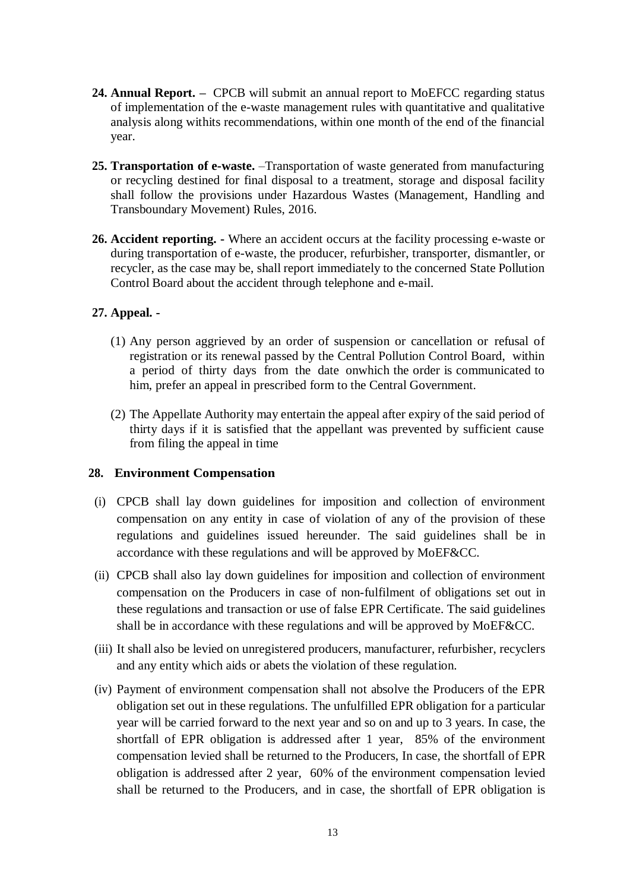**24. Annual Report. –** CPCB will submit an annual report to MoEFCC regarding status of implementation of the e-waste management rules with quantitative and qualitative analysis along withits recommendations, within one month of the end of the financial year.

**25. Transportation of e-waste.** –Transportation of waste generated from manufacturing or recycling destined for final disposal to a treatment, storage and disposal facility shall follow the provisions under Hazardous Wastes (Management, Handling and Transboundary Movement) Rules, 2016.

**26. Accident reporting. -** Where an accident occurs at the facility processing e-waste or during transportation of e-waste, the producer, refurbisher, transporter, dismantler, or recycler, as the case may be, shall report immediately to the concerned State Pollution Control Board about the accident through telephone and e-mail.

**27. Appeal. -**

(1) Any person aggrieved by an order of suspension or cancellation or refusal of registration or its renewal passed by the Central Pollution Control Board, within a period of thirty days from the date onwhich the order is communicated to him, prefer an appeal in prescribed form to the Central Government.

(2) The Appellate Authority may entertain the appeal after expiry of the said period of thirty days if it is satisfied that the appellant was prevented by sufficient cause from filing the appeal in time

**28. Environment Compensation**

(i) CPCB shall lay down guidelines for imposition and collection of environment compensation on any entity in case of violation of any of the provision of these regulations and guidelines issued hereunder. The said guidelines shall be in accordance with these regulations and will be approved by MoEF&CC.

(ii) CPCB shall also lay down guidelines for imposition and collection of environment compensation on the Producers in case of non-fulfilment of obligations set out in these regulations and transaction or use of false EPR Certificate. The said guidelines shall be in accordance with these regulations and will be approved by MoEF&CC.

(iii) It shall also be levied on unregistered producers, manufacturer, refurbisher, recyclers and any entity which aids or abets the violation of these regulation.

(iv) Payment of environment compensation shall not absolve the Producers of the EPR obligation set out in these regulations. The unfulfilled EPR obligation for a particular year will be carried forward to the next year and so on and up to 3 years. In case, the shortfall of EPR obligation is addressed after 1 year, 85% of the environment compensation levied shall be returned to the Producers, In case, the shortfall of EPR obligation is addressed after 2 year, 60% of the environment compensation levied shall be returned to the Producers, and in case, the shortfall of EPR obligation is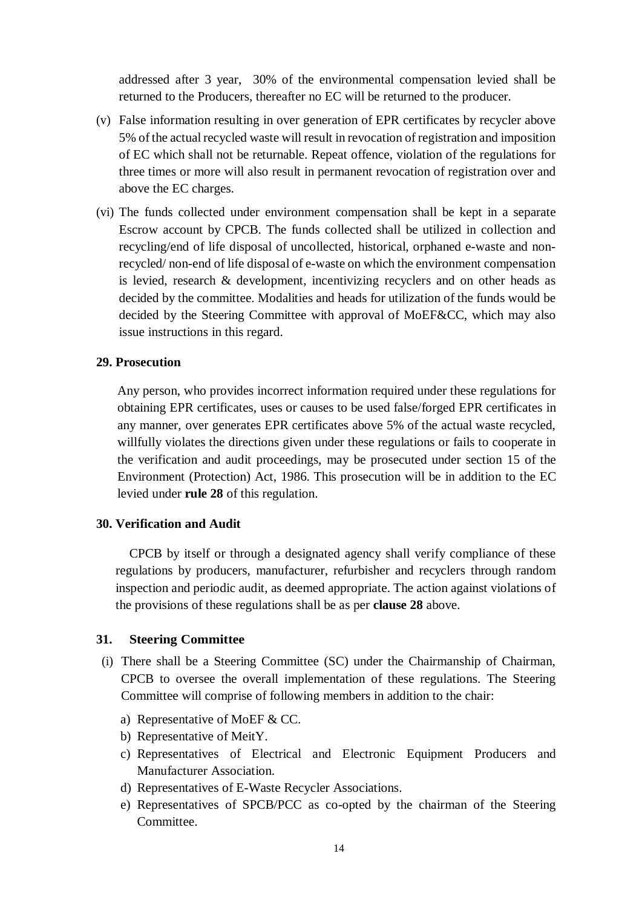addressed after 3 year, 30% of the environmental compensation levied shall be returned to the Producers, thereafter no EC will be returned to the producer.

(v) False information resulting in over generation of EPR certificates by recycler above 5% of the actual recycled waste will result in revocation of registration and imposition of EC which shall not be returnable. Repeat offence, violation of the regulations for three times or more will also result in permanent revocation of registration over and above the EC charges.

(vi) The funds collected under environment compensation shall be kept in a separate Escrow account by CPCB. The funds collected shall be utilized in collection and recycling/end of life disposal of uncollected, historical, orphaned e-waste and non-recycled/ non-end of life disposal of e-waste on which the environment compensation is levied, research & development, incentivizing recyclers and on other heads as decided by the committee. Modalities and heads for utilization of the funds would be decided by the Steering Committee with approval of MoEF&CC, which may also issue instructions in this regard.

**29. Prosecution**

Any person, who provides incorrect information required under these regulations for obtaining EPR certificates, uses or causes to be used false/forged EPR certificates in any manner, over generates EPR certificates above 5% of the actual waste recycled, willfully violates the directions given under these regulations or fails to cooperate in the verification and audit proceedings, may be prosecuted under section 15 of the Environment (Protection) Act, 1986. This prosecution will be in addition to the EC levied under **rule 28** of this regulation.

**30. Verification and Audit**

CPCB by itself or through a designated agency shall verify compliance of these regulations by producers, manufacturer, refurbisher and recyclers through random inspection and periodic audit, as deemed appropriate. The action against violations of the provisions of these regulations shall be as per **clause 28** above.

**31. Steering Committee**

(i) There shall be a Steering Committee (SC) under the Chairmanship of Chairman, CPCB to oversee the overall implementation of these regulations. The Steering Committee will comprise of following members in addition to the chair:

a) Representative of MoEF & CC.
b) Representative of MeitY.
c) Representatives of Electrical and Electronic Equipment Producers and Manufacturer Association.
d) Representatives of E-Waste Recycler Associations.
e) Representatives of SPCB/PCC as co-opted by the chairman of the Steering Committee.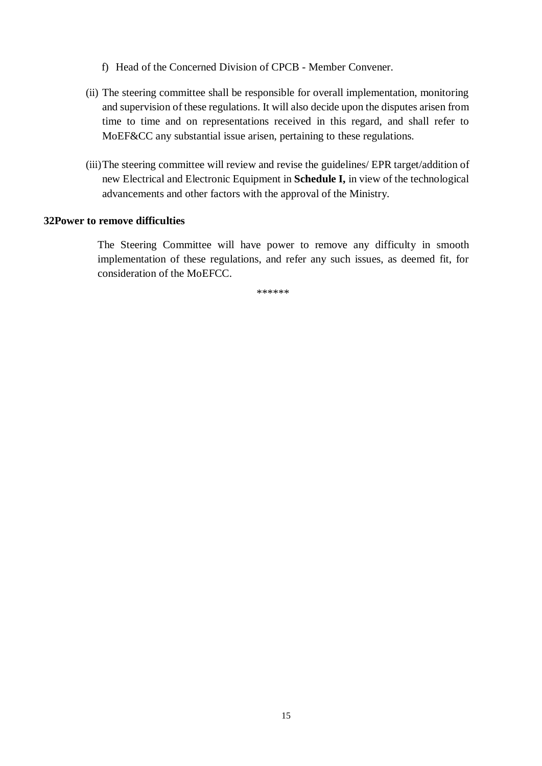f) Head of the Concerned Division of CPCB - Member Convener.

(ii) The steering committee shall be responsible for overall implementation, monitoring and supervision of these regulations. It will also decide upon the disputes arisen from time to time and on representations received in this regard, and shall refer to MoEF&CC any substantial issue arisen, pertaining to these regulations.

(iii) The steering committee will review and revise the guidelines/ EPR target/addition of new Electrical and Electronic Equipment in **Schedule I,** in view of the technological advancements and other factors with the approval of the Ministry.

**32Power to remove difficulties**

The Steering Committee will have power to remove any difficulty in smooth implementation of these regulations, and refer any such issues, as deemed fit, for consideration of the MoEFCC.

******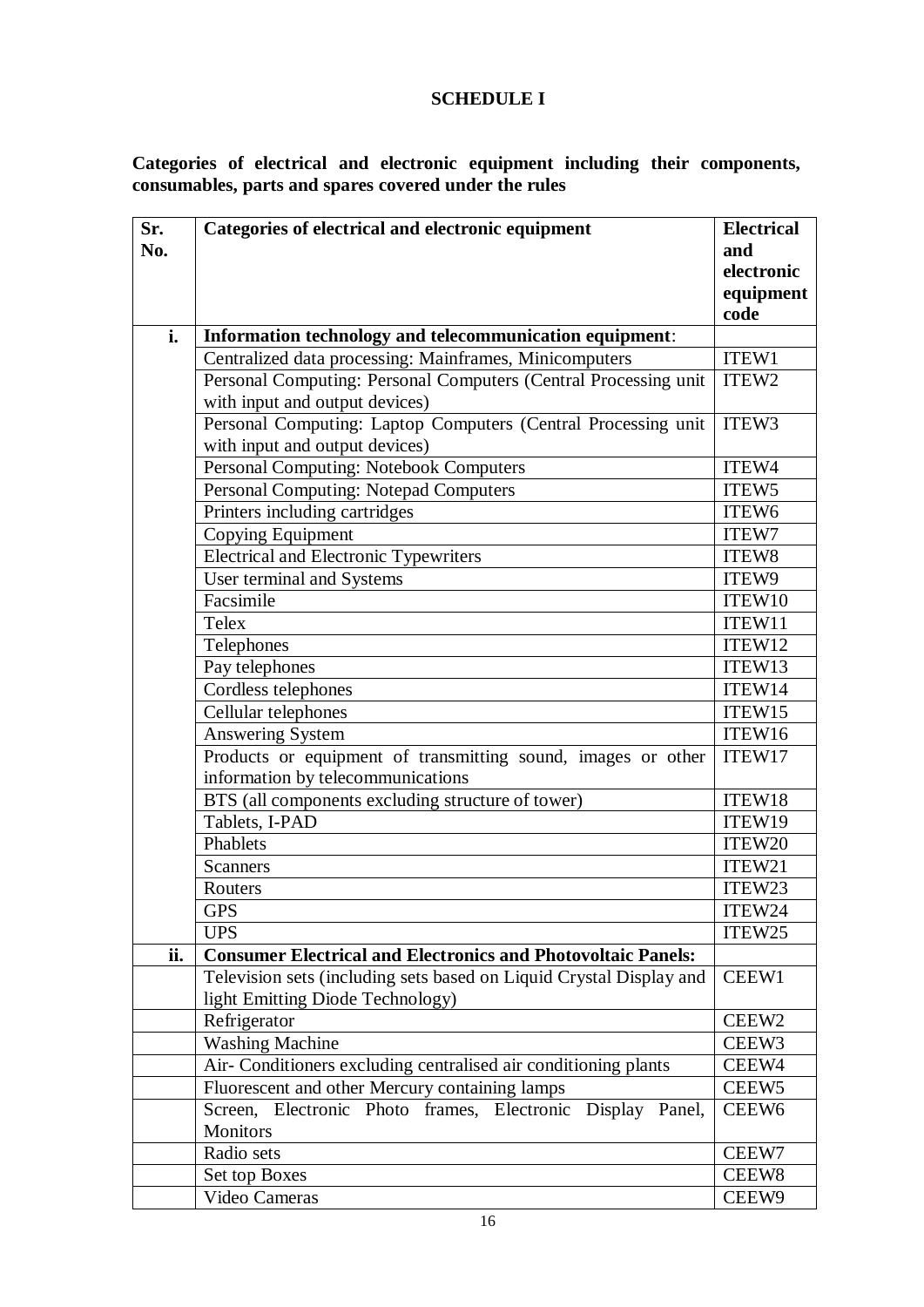**SCHEDULE I**

**Categories of electrical and electronic equipment including their components, consumables, parts and spares covered under the rules**

| Sr. No. | Categories of electrical and electronic equipment | Electrical and electronic equipment code |
|---|---|---|
| **i.** | **Information technology and telecommunication equipment**: | |
| | Centralized data processing: Mainframes, Minicomputers | ITEW1 |
| | Personal Computing: Personal Computers (Central Processing unit with input and output devices) | ITEW2 |
| | Personal Computing: Laptop Computers (Central Processing unit with input and output devices) | ITEW3 |
| | Personal Computing: Notebook Computers | ITEW4 |
| | Personal Computing: Notepad Computers | ITEW5 |
| | Printers including cartridges | ITEW6 |
| | Copying Equipment | ITEW7 |
| | Electrical and Electronic Typewriters | ITEW8 |
| | User terminal and Systems | ITEW9 |
| | Facsimile | ITEW10 |
| | Telex | ITEW11 |
| | Telephones | ITEW12 |
| | Pay telephones | ITEW13 |
| | Cordless telephones | ITEW14 |
| | Cellular telephones | ITEW15 |
| | Answering System | ITEW16 |
| | Products or equipment of transmitting sound, images or other information by telecommunications | ITEW17 |
| | BTS (all components excluding structure of tower) | ITEW18 |
| | Tablets, I-PAD | ITEW19 |
| | Phablets | ITEW20 |
| | Scanners | ITEW21 |
| | Routers | ITEW23 |
| | GPS | ITEW24 |
| | UPS | ITEW25 |
| **ii.** | **Consumer Electrical and Electronics and Photovoltaic Panels:** | |
| | Television sets (including sets based on Liquid Crystal Display and light Emitting Diode Technology) | CEEW1 |
| | Refrigerator | CEEW2 |
| | Washing Machine | CEEW3 |
| | Air- Conditioners excluding centralised air conditioning plants | CEEW4 |
| | Fluorescent and other Mercury containing lamps | CEEW5 |
| | Screen, Electronic Photo frames, Electronic Display Panel, Monitors | CEEW6 |
| | Radio sets | CEEW7 |
| | Set top Boxes | CEEW8 |
| | Video Cameras | CEEW9 |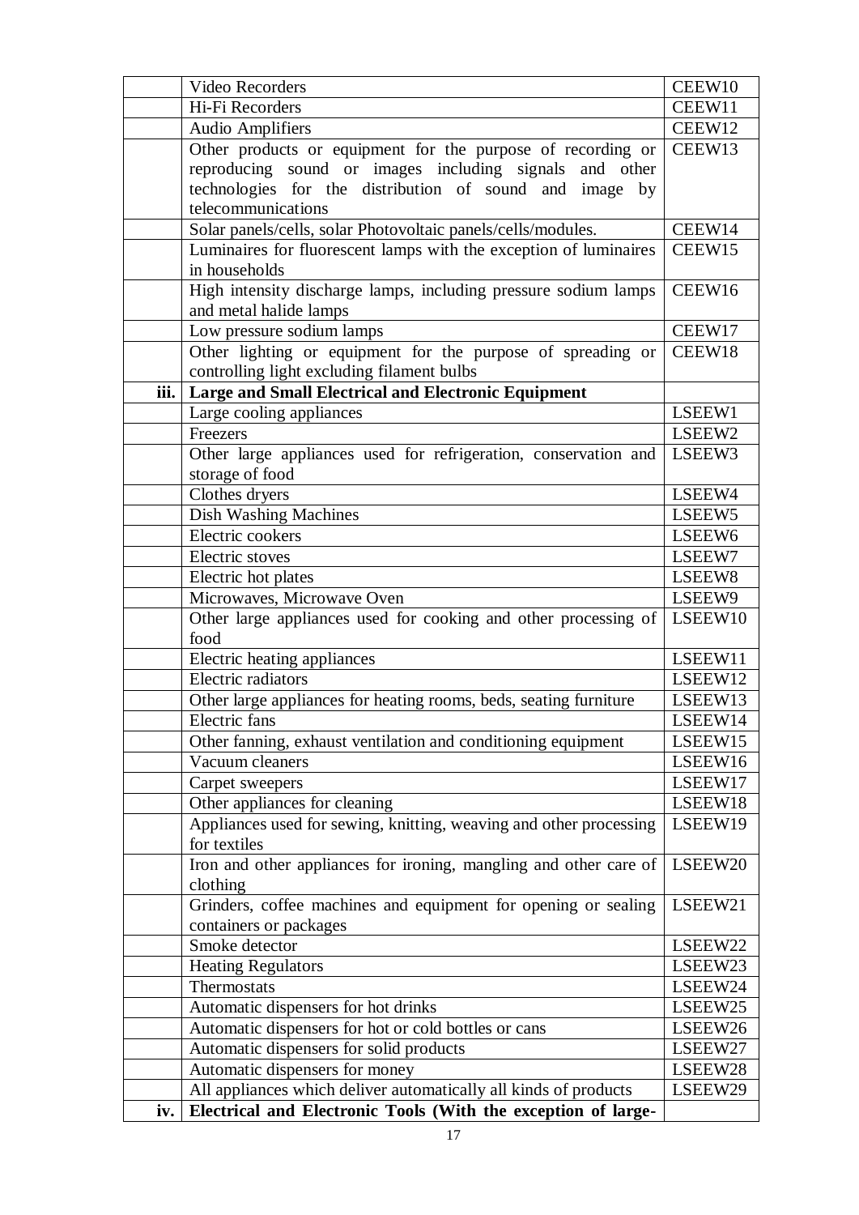| | | |
|---|---|---|
| | Video Recorders | CEEW10 |
| | Hi-Fi Recorders | CEEW11 |
| | Audio Amplifiers | CEEW12 |
| | Other products or equipment for the purpose of recording or reproducing sound or images including signals and other technologies for the distribution of sound and image by telecommunications | CEEW13 |
| | Solar panels/cells, solar Photovoltaic panels/cells/modules. | CEEW14 |
| | Luminaires for fluorescent lamps with the exception of luminaires in households | CEEW15 |
| | High intensity discharge lamps, including pressure sodium lamps and metal halide lamps | CEEW16 |
| | Low pressure sodium lamps | CEEW17 |
| | Other lighting or equipment for the purpose of spreading or controlling light excluding filament bulbs | CEEW18 |
| **iii.** | **Large and Small Electrical and Electronic Equipment** | |
| | Large cooling appliances | LSEEW1 |
| | Freezers | LSEEW2 |
| | Other large appliances used for refrigeration, conservation and storage of food | LSEEW3 |
| | Clothes dryers | LSEEW4 |
| | Dish Washing Machines | LSEEW5 |
| | Electric cookers | LSEEW6 |
| | Electric stoves | LSEEW7 |
| | Electric hot plates | LSEEW8 |
| | Microwaves, Microwave Oven | LSEEW9 |
| | Other large appliances used for cooking and other processing of food | LSEEW10 |
| | Electric heating appliances | LSEEW11 |
| | Electric radiators | LSEEW12 |
| | Other large appliances for heating rooms, beds, seating furniture | LSEEW13 |
| | Electric fans | LSEEW14 |
| | Other fanning, exhaust ventilation and conditioning equipment | LSEEW15 |
| | Vacuum cleaners | LSEEW16 |
| | Carpet sweepers | LSEEW17 |
| | Other appliances for cleaning | LSEEW18 |
| | Appliances used for sewing, knitting, weaving and other processing for textiles | LSEEW19 |
| | Iron and other appliances for ironing, mangling and other care of clothing | LSEEW20 |
| | Grinders, coffee machines and equipment for opening or sealing containers or packages | LSEEW21 |
| | Smoke detector | LSEEW22 |
| | Heating Regulators | LSEEW23 |
| | Thermostats | LSEEW24 |
| | Automatic dispensers for hot drinks | LSEEW25 |
| | Automatic dispensers for hot or cold bottles or cans | LSEEW26 |
| | Automatic dispensers for solid products | LSEEW27 |
| | Automatic dispensers for money | LSEEW28 |
| | All appliances which deliver automatically all kinds of products | LSEEW29 |
| **iv.** | **Electrical and Electronic Tools (With the exception of large-** | |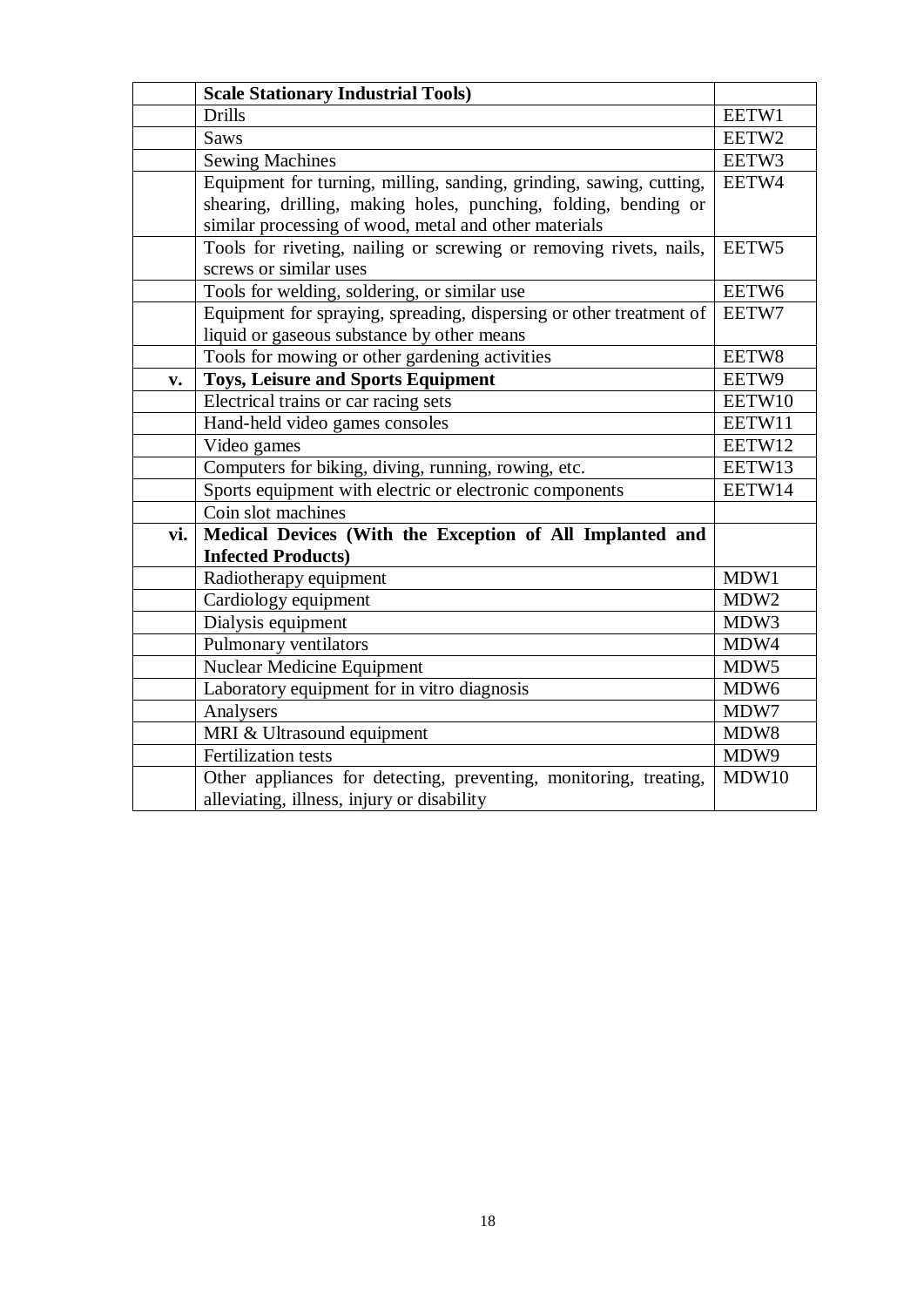| | | |
|---|---|---|
| | **Scale Stationary Industrial Tools)** | |
| | Drills | EETW1 |
| | Saws | EETW2 |
| | Sewing Machines | EETW3 |
| | Equipment for turning, milling, sanding, grinding, sawing, cutting, shearing, drilling, making holes, punching, folding, bending or similar processing of wood, metal and other materials | EETW4 |
| | Tools for riveting, nailing or screwing or removing rivets, nails, screws or similar uses | EETW5 |
| | Tools for welding, soldering, or similar use | EETW6 |
| | Equipment for spraying, spreading, dispersing or other treatment of liquid or gaseous substance by other means | EETW7 |
| | Tools for mowing or other gardening activities | EETW8 |
| **v.** | **Toys, Leisure and Sports Equipment** | EETW9 |
| | Electrical trains or car racing sets | EETW10 |
| | Hand-held video games consoles | EETW11 |
| | Video games | EETW12 |
| | Computers for biking, diving, running, rowing, etc. | EETW13 |
| | Sports equipment with electric or electronic components | EETW14 |
| | Coin slot machines | |
| **vi.** | **Medical Devices (With the Exception of All Implanted and Infected Products)** | |
| | Radiotherapy equipment | MDW1 |
| | Cardiology equipment | MDW2 |
| | Dialysis equipment | MDW3 |
| | Pulmonary ventilators | MDW4 |
| | Nuclear Medicine Equipment | MDW5 |
| | Laboratory equipment for in vitro diagnosis | MDW6 |
| | Analysers | MDW7 |
| | MRI & Ultrasound equipment | MDW8 |
| | Fertilization tests | MDW9 |
| | Other appliances for detecting, preventing, monitoring, treating, alleviating, illness, injury or disability | MDW10 |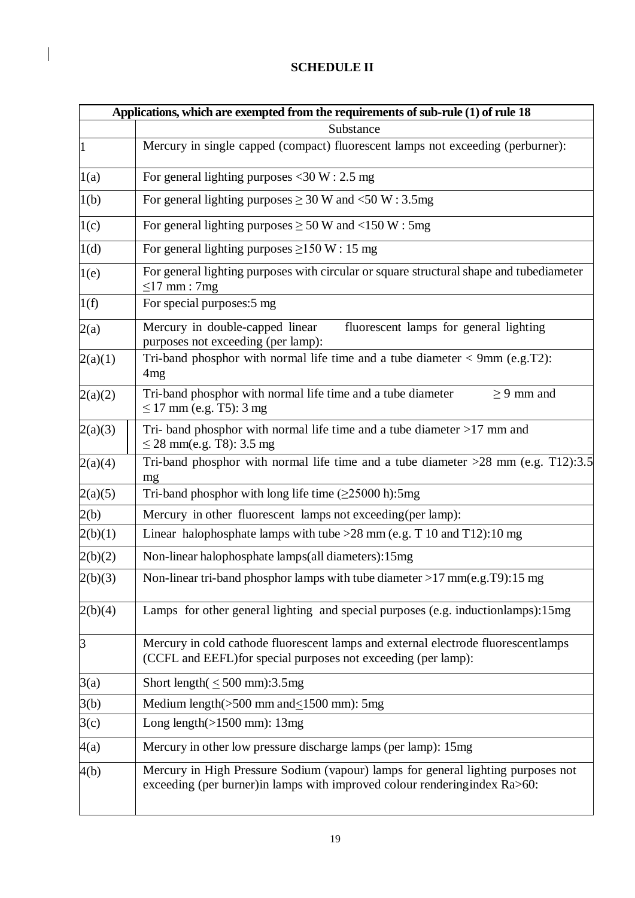## SCHEDULE II

| Applications, which are exempted from the requirements of sub-rule (1) of rule 18 | |
|---|---|
| | Substance |
| 1 | Mercury in single capped (compact) fluorescent lamps not exceeding (perburner): |
| 1(a) | For general lighting purposes <30 W : 2.5 mg |
| 1(b) | For general lighting purposes ≥ 30 W and <50 W : 3.5mg |
| 1(c) | For general lighting purposes ≥ 50 W and <150 W : 5mg |
| 1(d) | For general lighting purposes ≥150 W : 15 mg |
| 1(e) | For general lighting purposes with circular or square structural shape and tubediameter ≤17 mm : 7mg |
| 1(f) | For special purposes:5 mg |
| 2(a) | Mercury in double-capped linear fluorescent lamps for general lighting purposes not exceeding (per lamp): |
| 2(a)(1) | Tri-band phosphor with normal life time and a tube diameter < 9mm (e.g.T2): 4mg |
| 2(a)(2) | Tri-band phosphor with normal life time and a tube diameter ≥ 9 mm and ≤ 17 mm (e.g. T5): 3 mg |
| 2(a)(3) | Tri- band phosphor with normal life time and a tube diameter >17 mm and ≤ 28 mm(e.g. T8): 3.5 mg |
| 2(a)(4) | Tri-band phosphor with normal life time and a tube diameter >28 mm (e.g. T12):3.5 mg |
| 2(a)(5) | Tri-band phosphor with long life time (≥25000 h):5mg |
| 2(b) | Mercury in other fluorescent lamps not exceeding(per lamp): |
| 2(b)(1) | Linear halophosphate lamps with tube >28 mm (e.g. T 10 and T12):10 mg |
| 2(b)(2) | Non-linear halophosphate lamps(all diameters):15mg |
| 2(b)(3) | Non-linear tri-band phosphor lamps with tube diameter >17 mm(e.g.T9):15 mg |
| 2(b)(4) | Lamps for other general lighting and special purposes (e.g. inductionlamps):15mg |
| 3 | Mercury in cold cathode fluorescent lamps and external electrode fluorescentlamps (CCFL and EEFL)for special purposes not exceeding (per lamp): |
| 3(a) | Short length( ≤ 500 mm):3.5mg |
| 3(b) | Medium length(>500 mm and≤1500 mm): 5mg |
| 3(c) | Long length(>1500 mm): 13mg |
| 4(a) | Mercury in other low pressure discharge lamps (per lamp): 15mg |
| 4(b) | Mercury in High Pressure Sodium (vapour) lamps for general lighting purposes not exceeding (per burner)in lamps with improved colour renderingindex Ra>60: |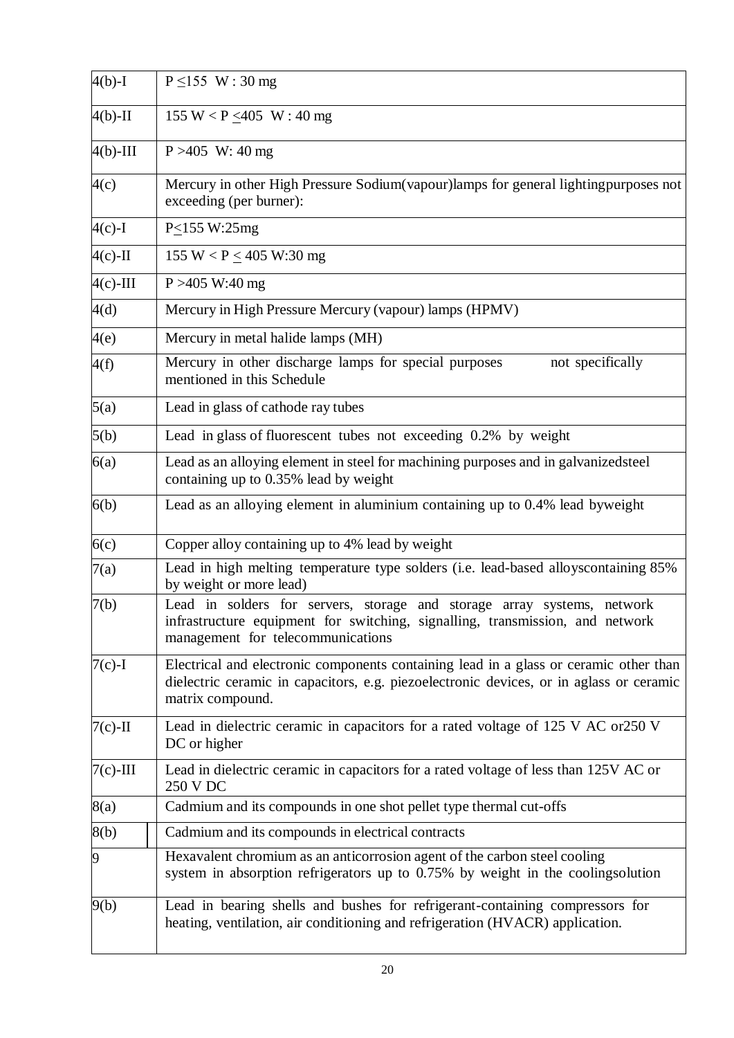| | |
|---|---|
| 4(b)-I | P ≤155 W : 30 mg |
| 4(b)-II | 155 W < P ≤405 W : 40 mg |
| 4(b)-III | P >405 W: 40 mg |
| 4(c) | Mercury in other High Pressure Sodium(vapour)lamps for general lightingpurposes not exceeding (per burner): |
| 4(c)-I | P≤155 W:25mg |
| 4(c)-II | 155 W < P ≤ 405 W:30 mg |
| 4(c)-III | P >405 W:40 mg |
| 4(d) | Mercury in High Pressure Mercury (vapour) lamps (HPMV) |
| 4(e) | Mercury in metal halide lamps (MH) |
| 4(f) | Mercury in other discharge lamps for special purposes not specifically mentioned in this Schedule |
| 5(a) | Lead in glass of cathode ray tubes |
| 5(b) | Lead in glass of fluorescent tubes not exceeding 0.2% by weight |
| 6(a) | Lead as an alloying element in steel for machining purposes and in galvanizedsteel containing up to 0.35% lead by weight |
| 6(b) | Lead as an alloying element in aluminium containing up to 0.4% lead byweight |
| 6(c) | Copper alloy containing up to 4% lead by weight |
| 7(a) | Lead in high melting temperature type solders (i.e. lead-based alloyscontaining 85% by weight or more lead) |
| 7(b) | Lead in solders for servers, storage and storage array systems, network infrastructure equipment for switching, signalling, transmission, and network management for telecommunications |
| 7(c)-I | Electrical and electronic components containing lead in a glass or ceramic other than dielectric ceramic in capacitors, e.g. piezoelectronic devices, or in aglass or ceramic matrix compound. |
| 7(c)-II | Lead in dielectric ceramic in capacitors for a rated voltage of 125 V AC or250 V DC or higher |
| 7(c)-III | Lead in dielectric ceramic in capacitors for a rated voltage of less than 125V AC or 250 V DC |
| 8(a) | Cadmium and its compounds in one shot pellet type thermal cut-offs |
| 8(b) | Cadmium and its compounds in electrical contracts |
| 9 | Hexavalent chromium as an anticorrosion agent of the carbon steel cooling system in absorption refrigerators up to 0.75% by weight in the coolingsolution |
| 9(b) | Lead in bearing shells and bushes for refrigerant-containing compressors for heating, ventilation, air conditioning and refrigeration (HVACR) application. |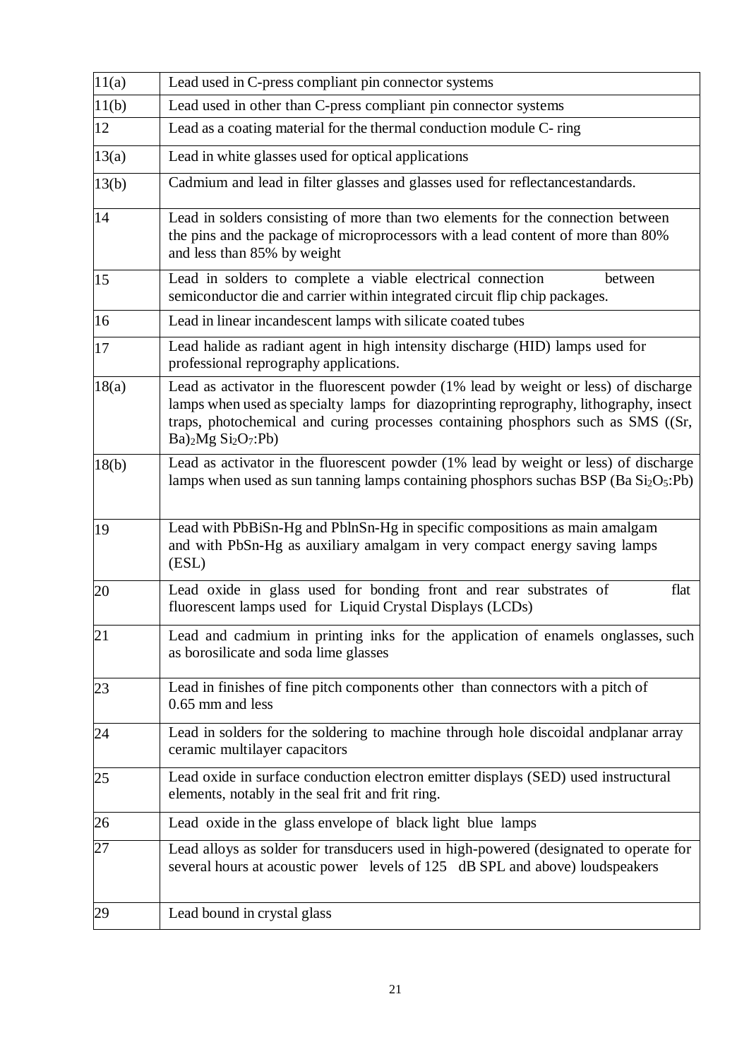| | |
|---|---|
| 11(a) | Lead used in C-press compliant pin connector systems |
| 11(b) | Lead used in other than C-press compliant pin connector systems |
| 12 | Lead as a coating material for the thermal conduction module C- ring |
| 13(a) | Lead in white glasses used for optical applications |
| 13(b) | Cadmium and lead in filter glasses and glasses used for reflectancestandards. |
| 14 | Lead in solders consisting of more than two elements for the connection between the pins and the package of microprocessors with a lead content of more than 80% and less than 85% by weight |
| 15 | Lead in solders to complete a viable electrical connection between semiconductor die and carrier within integrated circuit flip chip packages. |
| 16 | Lead in linear incandescent lamps with silicate coated tubes |
| 17 | Lead halide as radiant agent in high intensity discharge (HID) lamps used for professional reprography applications. |
| 18(a) | Lead as activator in the fluorescent powder (1% lead by weight or less) of discharge lamps when used as specialty lamps for diazoprinting reprography, lithography, insect traps, photochemical and curing processes containing phosphors such as SMS ($(Sr, Ba)_2Mg\ Si_2O_7:Pb$) |
| 18(b) | Lead as activator in the fluorescent powder (1% lead by weight or less) of discharge lamps when used as sun tanning lamps containing phosphors suchas BSP ($Ba\ Si_2O_5:Pb$) |
| 19 | Lead with PbBiSn-Hg and PblnSn-Hg in specific compositions as main amalgam and with PbSn-Hg as auxiliary amalgam in very compact energy saving lamps (ESL) |
| 20 | Lead oxide in glass used for bonding front and rear substrates of flat fluorescent lamps used for Liquid Crystal Displays (LCDs) |
| 21 | Lead and cadmium in printing inks for the application of enamels onglasses, such as borosilicate and soda lime glasses |
| 23 | Lead in finishes of fine pitch components other than connectors with a pitch of 0.65 mm and less |
| 24 | Lead in solders for the soldering to machine through hole discoidal andplanar array ceramic multilayer capacitors |
| 25 | Lead oxide in surface conduction electron emitter displays (SED) used instructural elements, notably in the seal frit and frit ring. |
| 26 | Lead oxide in the glass envelope of black light blue lamps |
| 27 | Lead alloys as solder for transducers used in high-powered (designated to operate for several hours at acoustic power levels of 125 dB SPL and above) loudspeakers |
| 29 | Lead bound in crystal glass |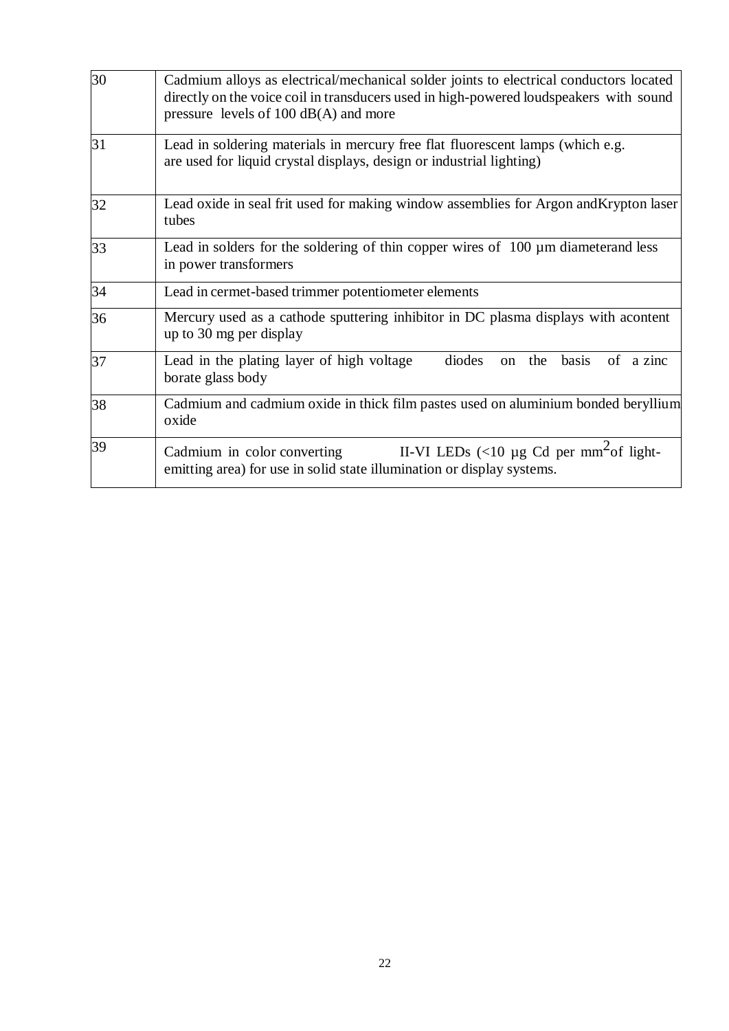| | |
|---|---|
| 30 | Cadmium alloys as electrical/mechanical solder joints to electrical conductors located directly on the voice coil in transducers used in high-powered loudspeakers with sound pressure levels of 100 dB(A) and more |
| 31 | Lead in soldering materials in mercury free flat fluorescent lamps (which e.g. are used for liquid crystal displays, design or industrial lighting) |
| 32 | Lead oxide in seal frit used for making window assemblies for Argon andKrypton laser tubes |
| 33 | Lead in solders for the soldering of thin copper wires of 100 µm diameterand less in power transformers |
| 34 | Lead in cermet-based trimmer potentiometer elements |
| 36 | Mercury used as a cathode sputtering inhibitor in DC plasma displays with acontent up to 30 mg per display |
| 37 | Lead in the plating layer of high voltage diodes on the basis of a zinc borate glass body |
| 38 | Cadmium and cadmium oxide in thick film pastes used on aluminium bonded beryllium oxide |
| 39 | Cadmium in color converting II-VI LEDs (<10 µg Cd per $mm^2$ of light-emitting area) for use in solid state illumination or display systems. |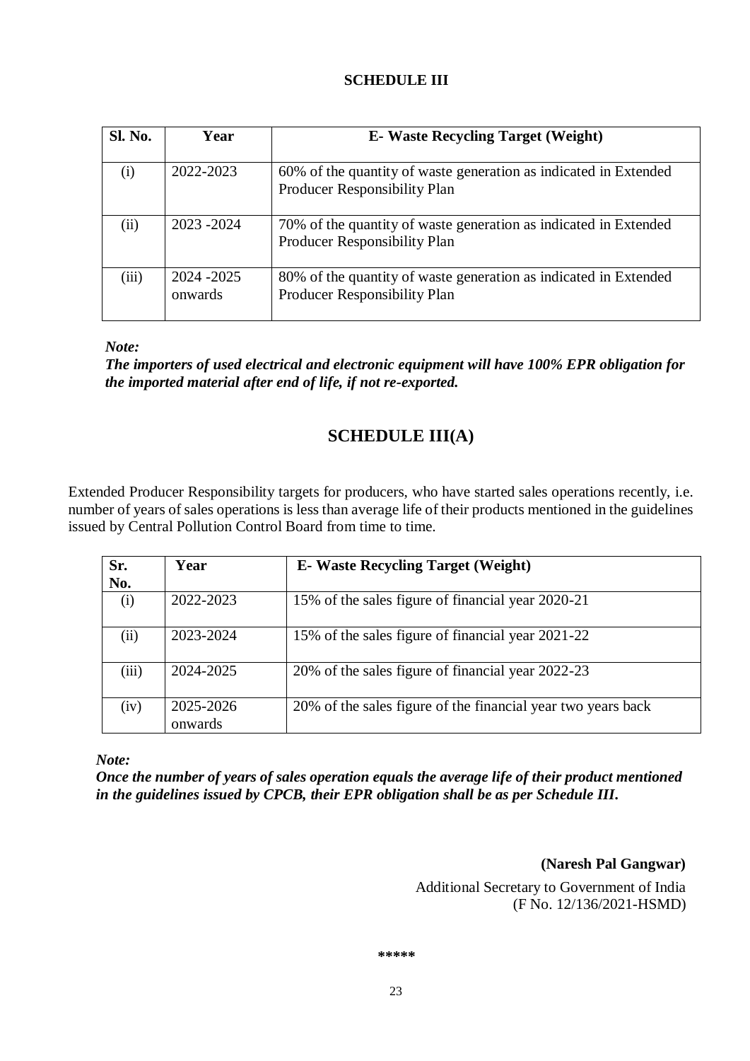## SCHEDULE III

| Sl. No. | Year | E- Waste Recycling Target (Weight) |
|---|---|---|
| (i) | 2022-2023 | 60% of the quantity of waste generation as indicated in Extended Producer Responsibility Plan |
| (ii) | 2023 -2024 | 70% of the quantity of waste generation as indicated in Extended Producer Responsibility Plan |
| (iii) | 2024 -2025 onwards | 80% of the quantity of waste generation as indicated in Extended Producer Responsibility Plan |

***Note:***

***The importers of used electrical and electronic equipment will have 100% EPR obligation for the imported material after end of life, if not re-exported.***

## SCHEDULE III(A)

Extended Producer Responsibility targets for producers, who have started sales operations recently, i.e. number of years of sales operations is less than average life of their products mentioned in the guidelines issued by Central Pollution Control Board from time to time.

| Sr. No. | Year | E- Waste Recycling Target (Weight) |
|---|---|---|
| (i) | 2022-2023 | 15% of the sales figure of financial year 2020-21 |
| (ii) | 2023-2024 | 15% of the sales figure of financial year 2021-22 |
| (iii) | 2024-2025 | 20% of the sales figure of financial year 2022-23 |
| (iv) | 2025-2026 onwards | 20% of the sales figure of the financial year two years back |

***Note:***

***Once the number of years of sales operation equals the average life of their product mentioned in the guidelines issued by CPCB, their EPR obligation shall be as per Schedule III.***

**(Naresh Pal Gangwar)**

Additional Secretary to Government of India
(F No. 12/136/2021-HSMD)

\*\*\*\*\*